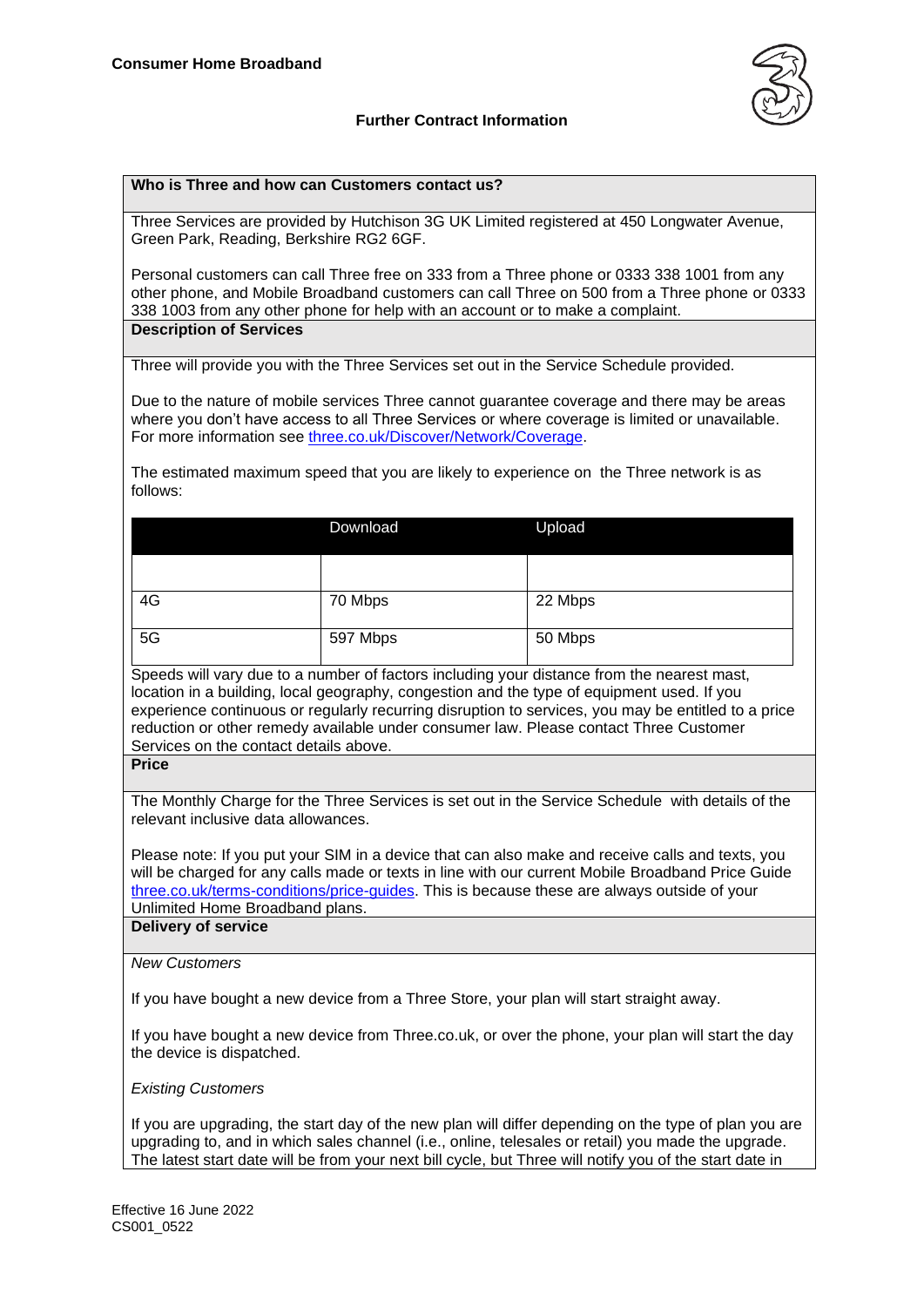**Consumer Home Broadband**

## Further Contract Information

### Who is Three and how can Customers contact us?

Three Services are provided by Hutchison 3G UK Limited registered at 450 Longwater Avenue, Green Park, Reading, Berkshire RG2 6GF.

Personal customers can call Three free on 333 from a Three phone or 0333 338 1001 from any other phone, and Mobile Broadband customers can call Three on 500 from a Three phone or 0333 338 1003 from any other phone for help with an account or to make a complaint.

### Description of Services

Three will provide you with the Three Services set out in the Service Schedule provided.

Due to the nature of mobile services Three cannot guarantee coverage and there may be areas where you don't have access to all Three Services or where coverage is limited or unavailable. For more information see three.co.uk/Discover/Network/Coverage.

The estimated maximum speed that you are likely to experience on the Three network is as follows:

| | Download | Upload |
|---|---|---|
| | | |
| 4G | 70 Mbps | 22 Mbps |
| 5G | 597 Mbps | 50 Mbps |

Speeds will vary due to a number of factors including your distance from the nearest mast, location in a building, local geography, congestion and the type of equipment used. If you experience continuous or regularly recurring disruption to services, you may be entitled to a price reduction or other remedy available under consumer law. Please contact Three Customer Services on the contact details above.

### Price

The Monthly Charge for the Three Services is set out in the Service Schedule with details of the relevant inclusive data allowances.

Please note: If you put your SIM in a device that can also make and receive calls and texts, you will be charged for any calls made or texts in line with our current Mobile Broadband Price Guide three.co.uk/terms-conditions/price-guides. This is because these are always outside of your Unlimited Home Broadband plans.

### Delivery of service

*New Customers*

If you have bought a new device from a Three Store, your plan will start straight away.

If you have bought a new device from Three.co.uk, or over the phone, your plan will start the day the device is dispatched.

*Existing Customers*

If you are upgrading, the start day of the new plan will differ depending on the type of plan you are upgrading to, and in which sales channel (i.e., online, telesales or retail) you made the upgrade. The latest start date will be from your next bill cycle, but Three will notify you of the start date in

Effective 16 June 2022
CS001_0522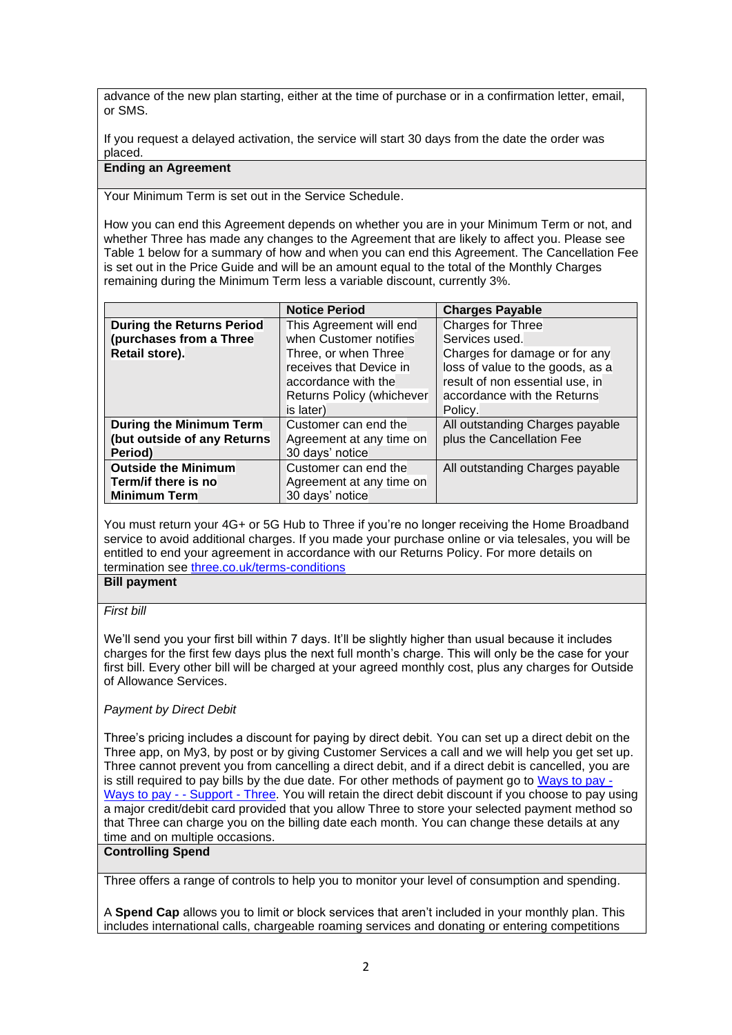advance of the new plan starting, either at the time of purchase or in a confirmation letter, email, or SMS.

If you request a delayed activation, the service will start 30 days from the date the order was placed.

**Ending an Agreement**

Your Minimum Term is set out in the Service Schedule.

How you can end this Agreement depends on whether you are in your Minimum Term or not, and whether Three has made any changes to the Agreement that are likely to affect you. Please see Table 1 below for a summary of how and when you can end this Agreement. The Cancellation Fee is set out in the Price Guide and will be an amount equal to the total of the Monthly Charges remaining during the Minimum Term less a variable discount, currently 3%.

| | **Notice Period** | **Charges Payable** |
|---|---|---|
| **During the Returns Period (purchases from a Three Retail store).** | This Agreement will end when Customer notifies Three, or when Three receives that Device in accordance with the Returns Policy (whichever is later) | Charges for Three Services used. Charges for damage or for any loss of value to the goods, as a result of non essential use, in accordance with the Returns Policy. |
| **During the Minimum Term (but outside of any Returns Period)** | Customer can end the Agreement at any time on 30 days' notice | All outstanding Charges payable plus the Cancellation Fee |
| **Outside the Minimum Term/if there is no Minimum Term** | Customer can end the Agreement at any time on 30 days' notice | All outstanding Charges payable |

You must return your 4G+ or 5G Hub to Three if you're no longer receiving the Home Broadband service to avoid additional charges. If you made your purchase online or via telesales, you will be entitled to end your agreement in accordance with our Returns Policy. For more details on termination see three.co.uk/terms-conditions

**Bill payment**

*First bill*

We'll send you your first bill within 7 days. It'll be slightly higher than usual because it includes charges for the first few days plus the next full month's charge. This will only be the case for your first bill. Every other bill will be charged at your agreed monthly cost, plus any charges for Outside of Allowance Services.

*Payment by Direct Debit*

Three's pricing includes a discount for paying by direct debit. You can set up a direct debit on the Three app, on My3, by post or by giving Customer Services a call and we will help you get set up. Three cannot prevent you from cancelling a direct debit, and if a direct debit is cancelled, you are is still required to pay bills by the due date. For other methods of payment go to Ways to pay - Ways to pay - - Support - Three. You will retain the direct debit discount if you choose to pay using a major credit/debit card provided that you allow Three to store your selected payment method so that Three can charge you on the billing date each month. You can change these details at any time and on multiple occasions.

**Controlling Spend**

Three offers a range of controls to help you to monitor your level of consumption and spending.

A **Spend Cap** allows you to limit or block services that aren't included in your monthly plan. This includes international calls, chargeable roaming services and donating or entering competitions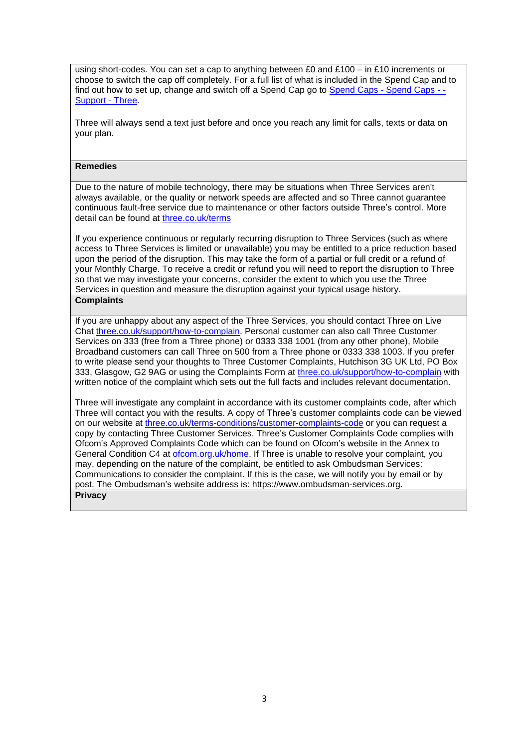using short-codes. You can set a cap to anything between £0 and £100 – in £10 increments or choose to switch the cap off completely. For a full list of what is included in the Spend Cap and to find out how to set up, change and switch off a Spend Cap go to [Spend Caps - Spend Caps - - Support - Three]().

Three will always send a text just before and once you reach any limit for calls, texts or data on your plan.

**Remedies**

Due to the nature of mobile technology, there may be situations when Three Services aren't always available, or the quality or network speeds are affected and so Three cannot guarantee continuous fault-free service due to maintenance or other factors outside Three's control. More detail can be found at [three.co.uk/terms]()

If you experience continuous or regularly recurring disruption to Three Services (such as where access to Three Services is limited or unavailable) you may be entitled to a price reduction based upon the period of the disruption. This may take the form of a partial or full credit or a refund of your Monthly Charge. To receive a credit or refund you will need to report the disruption to Three so that we may investigate your concerns, consider the extent to which you use the Three Services in question and measure the disruption against your typical usage history.

**Complaints**

If you are unhappy about any aspect of the Three Services, you should contact Three on Live Chat [three.co.uk/support/how-to-complain](). Personal customer can also call Three Customer Services on 333 (free from a Three phone) or 0333 338 1001 (from any other phone), Mobile Broadband customers can call Three on 500 from a Three phone or 0333 338 1003. If you prefer to write please send your thoughts to Three Customer Complaints, Hutchison 3G UK Ltd, PO Box 333, Glasgow, G2 9AG or using the Complaints Form at [three.co.uk/support/how-to-complain]() with written notice of the complaint which sets out the full facts and includes relevant documentation.

Three will investigate any complaint in accordance with its customer complaints code, after which Three will contact you with the results. A copy of Three's customer complaints code can be viewed on our website at [three.co.uk/terms-conditions/customer-complaints-code]() or you can request a copy by contacting Three Customer Services. Three's Customer Complaints Code complies with Ofcom's Approved Complaints Code which can be found on Ofcom's website in the Annex to General Condition C4 at [ofcom.org.uk/home](). If Three is unable to resolve your complaint, you may, depending on the nature of the complaint, be entitled to ask Ombudsman Services: Communications to consider the complaint. If this is the case, we will notify you by email or by post. The Ombudsman's website address is: https://www.ombudsman-services.org.

**Privacy**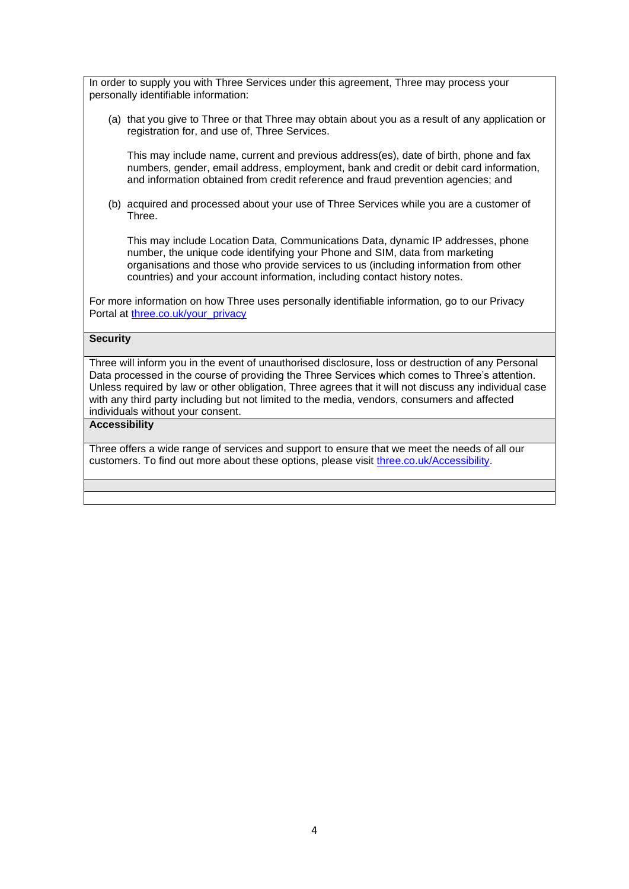In order to supply you with Three Services under this agreement, Three may process your personally identifiable information:

(a) that you give to Three or that Three may obtain about you as a result of any application or registration for, and use of, Three Services.

This may include name, current and previous address(es), date of birth, phone and fax numbers, gender, email address, employment, bank and credit or debit card information, and information obtained from credit reference and fraud prevention agencies; and

(b) acquired and processed about your use of Three Services while you are a customer of Three.

This may include Location Data, Communications Data, dynamic IP addresses, phone number, the unique code identifying your Phone and SIM, data from marketing organisations and those who provide services to us (including information from other countries) and your account information, including contact history notes.

For more information on how Three uses personally identifiable information, go to our Privacy Portal at three.co.uk/your_privacy

**Security**

Three will inform you in the event of unauthorised disclosure, loss or destruction of any Personal Data processed in the course of providing the Three Services which comes to Three's attention. Unless required by law or other obligation, Three agrees that it will not discuss any individual case with any third party including but not limited to the media, vendors, consumers and affected individuals without your consent.

**Accessibility**

Three offers a wide range of services and support to ensure that we meet the needs of all our customers. To find out more about these options, please visit three.co.uk/Accessibility.